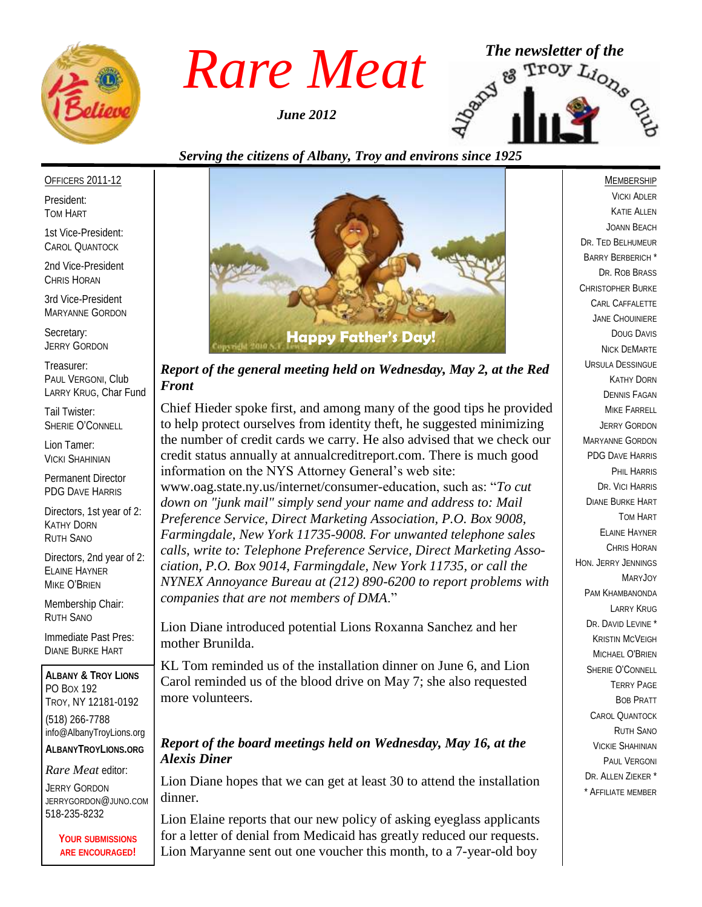# Rare Meat

*June 2012*

*The newsletter of the* Albany & Troy Lions Club

*Serving the citizens of Albany, Troy and environs since 1925*

Officers 2011-12

President:
Tom Hart

1st Vice-President:
Carol Quantock

2nd Vice-President
Chris Horan

3rd Vice-President
Maryanne Gordon

Secretary:
Jerry Gordon

Treasurer:
Paul Vergoni, Club
Larry Krug, Char Fund

Tail Twister:
Sherie O'Connell

Lion Tamer:
Vicki Shahinian

Permanent Director
PDG Dave Harris

Directors, 1st year of 2:
Kathy Dorn
Ruth Sano

Directors, 2nd year of 2:
Elaine Hayner
Mike O'Brien

Membership Chair:
Ruth Sano

Immediate Past Pres:
Diane Burke Hart

**Albany & Troy Lions**
PO Box 192
Troy, NY 12181-0192
(518) 266-7788
info@AlbanyTroyLions.org
**AlbanyTroyLions.org**

*Rare Meat* editor:
Jerry Gordon
jerrygordon@juno.com
518-235-8232

**Your submissions are encouraged!**

Happy Father's Day!

### *Report of the general meeting held on Wednesday, May 2, at the Red Front*

Chief Hieder spoke first, and among many of the good tips he provided to help protect ourselves from identity theft, he suggested minimizing the number of credit cards we carry. He also advised that we check our credit status annually at annualcreditreport.com. There is much good information on the NYS Attorney General's web site: www.oag.state.ny.us/internet/consumer-education, such as: "*To cut down on "junk mail" simply send your name and address to: Mail Preference Service, Direct Marketing Association, P.O. Box 9008, Farmingdale, New York 11735-9008. For unwanted telephone sales calls, write to: Telephone Preference Service, Direct Marketing Association, P.O. Box 9014, Farmingdale, New York 11735, or call the NYNEX Annoyance Bureau at (212) 890-6200 to report problems with companies that are not members of DMA*."

Lion Diane introduced potential Lions Roxanna Sanchez and her mother Brunilda.

KL Tom reminded us of the installation dinner on June 6, and Lion Carol reminded us of the blood drive on May 7; she also requested more volunteers.

### *Report of the board meetings held on Wednesday, May 16, at the Alexis Diner*

Lion Diane hopes that we can get at least 30 to attend the installation dinner.

Lion Elaine reports that our new policy of asking eyeglass applicants for a letter of denial from Medicaid has greatly reduced our requests. Lion Maryanne sent out one voucher this month, to a 7-year-old boy

Membership

Vicki Adler
Katie Allen
Joann Beach
Dr. Ted Belhumeur
Barry Berberich *
Dr. Rob Brass
Christopher Burke
Carl Caffalette
Jane Chouiniere
Doug Davis
Nick DeMarte
Ursula Dessingue
Kathy Dorn
Dennis Fagan
Mike Farrell
Jerry Gordon
Maryanne Gordon
PDG Dave Harris
Phil Harris
Dr. Vici Harris
Diane Burke Hart
Tom Hart
Elaine Hayner
Chris Horan
Hon. Jerry Jennings
MaryJoy
Pam Khambanonda
Larry Krug
Dr. David Levine *
Kristin McVeigh
Michael O'Brien
Sherie O'Connell
Terry Page
Bob Pratt
Carol Quantock
Ruth Sano
Vickie Shahinian
Paul Vergoni
Dr. Allen Zieker *

* Affiliate member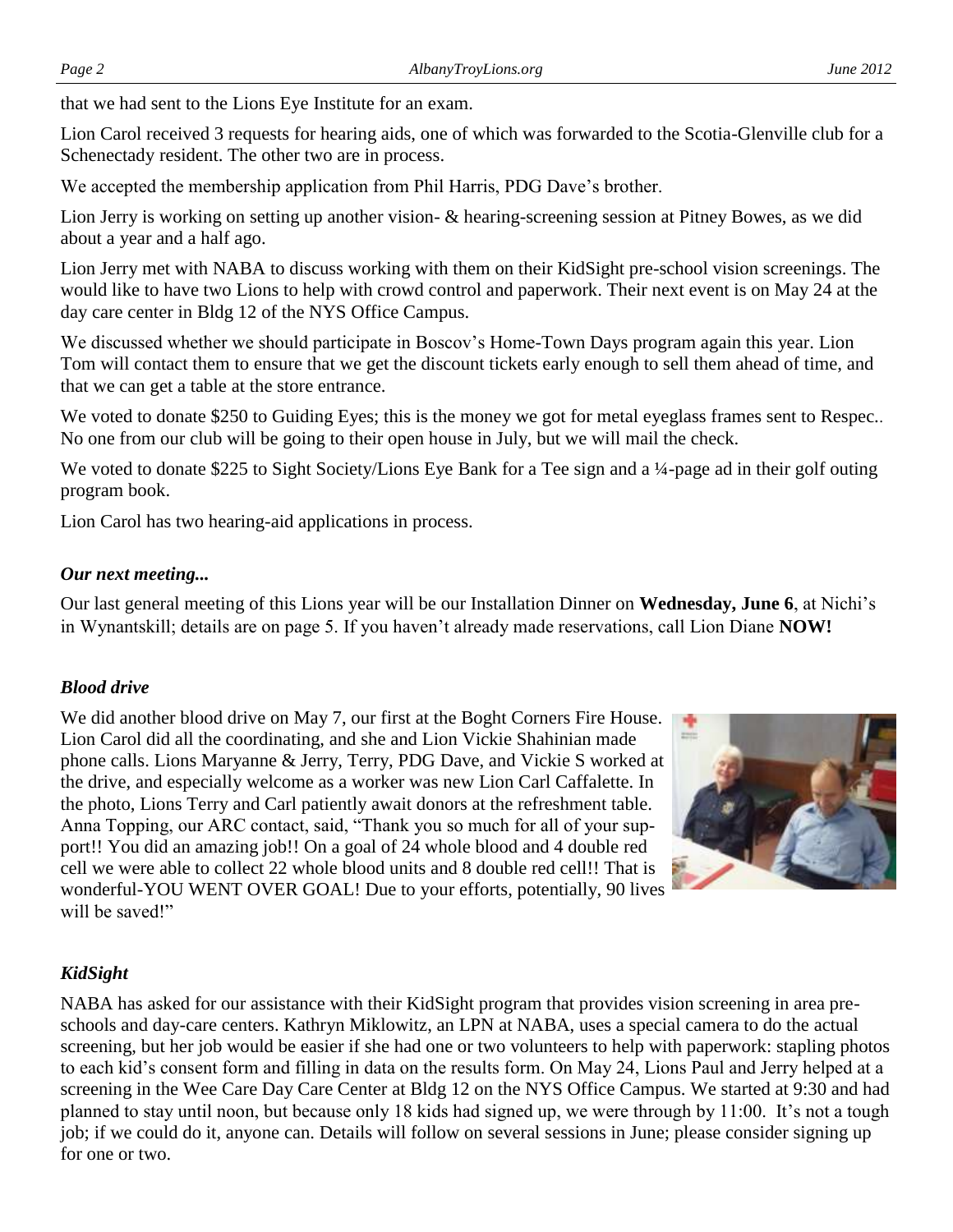that we had sent to the Lions Eye Institute for an exam.

Lion Carol received 3 requests for hearing aids, one of which was forwarded to the Scotia-Glenville club for a Schenectady resident. The other two are in process.

We accepted the membership application from Phil Harris, PDG Dave's brother.

Lion Jerry is working on setting up another vision- & hearing-screening session at Pitney Bowes, as we did about a year and a half ago.

Lion Jerry met with NABA to discuss working with them on their KidSight pre-school vision screenings. The would like to have two Lions to help with crowd control and paperwork. Their next event is on May 24 at the day care center in Bldg 12 of the NYS Office Campus.

We discussed whether we should participate in Boscov's Home-Town Days program again this year. Lion Tom will contact them to ensure that we get the discount tickets early enough to sell them ahead of time, and that we can get a table at the store entrance.

We voted to donate $250 to Guiding Eyes; this is the money we got for metal eyeglass frames sent to Respec.. No one from our club will be going to their open house in July, but we will mail the check.

We voted to donate $225 to Sight Society/Lions Eye Bank for a Tee sign and a ¼-page ad in their golf outing program book.

Lion Carol has two hearing-aid applications in process.

### *Our next meeting...*

Our last general meeting of this Lions year will be our Installation Dinner on **Wednesday, June 6**, at Nichi's in Wynantskill; details are on page 5. If you haven't already made reservations, call Lion Diane **NOW!**

### *Blood drive*

We did another blood drive on May 7, our first at the Boght Corners Fire House. Lion Carol did all the coordinating, and she and Lion Vickie Shahinian made phone calls. Lions Maryanne & Jerry, Terry, PDG Dave, and Vickie S worked at the drive, and especially welcome as a worker was new Lion Carl Caffalette. In the photo, Lions Terry and Carl patiently await donors at the refreshment table. Anna Topping, our ARC contact, said, "Thank you so much for all of your support!! You did an amazing job!! On a goal of 24 whole blood and 4 double red cell we were able to collect 22 whole blood units and 8 double red cell!! That is wonderful-YOU WENT OVER GOAL! Due to your efforts, potentially, 90 lives will be saved!"

### *KidSight*

NABA has asked for our assistance with their KidSight program that provides vision screening in area pre-schools and day-care centers. Kathryn Miklowitz, an LPN at NABA, uses a special camera to do the actual screening, but her job would be easier if she had one or two volunteers to help with paperwork: stapling photos to each kid's consent form and filling in data on the results form. On May 24, Lions Paul and Jerry helped at a screening in the Wee Care Day Care Center at Bldg 12 on the NYS Office Campus. We started at 9:30 and had planned to stay until noon, but because only 18 kids had signed up, we were through by 11:00. It's not a tough job; if we could do it, anyone can. Details will follow on several sessions in June; please consider signing up for one or two.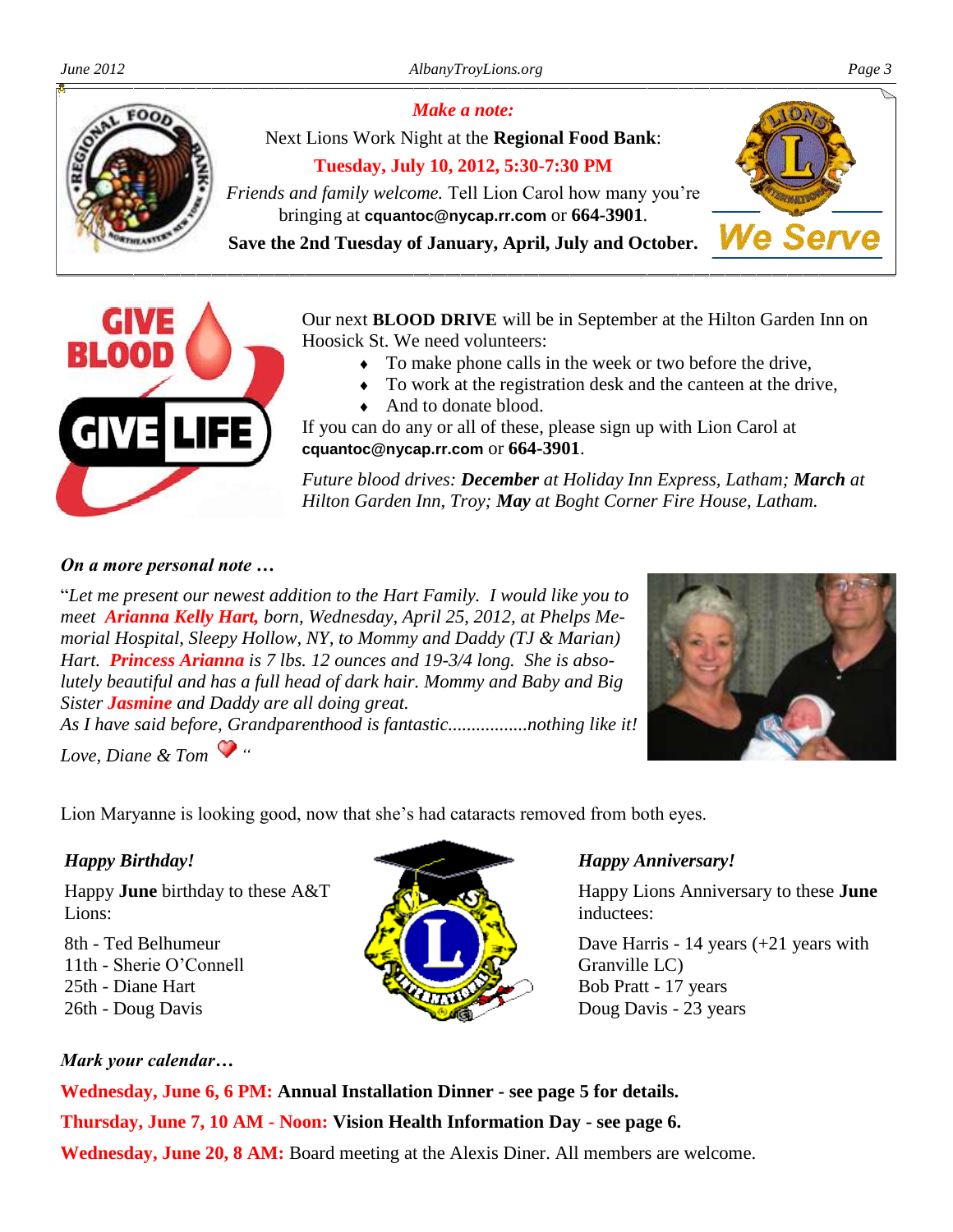***Make a note:***

Next Lions Work Night at the **Regional Food Bank**:

**Tuesday, July 10, 2012, 5:30-7:30 PM**

*Friends and family welcome.* Tell Lion Carol how many you're bringing at **cquantoc@nycap.rr.com** or **664-3901**.

**Save the 2nd Tuesday of January, April, July and October.**

We Serve

Our next **BLOOD DRIVE** will be in September at the Hilton Garden Inn on Hoosick St. We need volunteers:

- To make phone calls in the week or two before the drive,
- To work at the registration desk and the canteen at the drive,
- And to donate blood.

If you can do any or all of these, please sign up with Lion Carol at **cquantoc@nycap.rr.com** or **664-3901**.

*Future blood drives:* ***December*** *at Holiday Inn Express, Latham;* ***March*** *at Hilton Garden Inn, Troy;* ***May*** *at Boght Corner Fire House, Latham.*

***On a more personal note …***

"*Let me present our newest addition to the Hart Family. I would like you to meet* ***Arianna Kelly Hart,*** *born, Wednesday, April 25, 2012, at Phelps Memorial Hospital, Sleepy Hollow, NY, to Mommy and Daddy (TJ & Marian) Hart.* ***Princess Arianna*** *is 7 lbs. 12 ounces and 19-3/4 long. She is absolutely beautiful and has a full head of dark hair. Mommy and Baby and Big Sister* ***Jasmine*** *and Daddy are all doing great.*

*As I have said before, Grandparenthood is fantastic.................nothing like it!*

*Love, Diane & Tom* ❤ "

Lion Maryanne is looking good, now that she's had cataracts removed from both eyes.

***Happy Birthday!***

Happy **June** birthday to these A&T Lions:

8th - Ted Belhumeur
11th - Sherie O'Connell
25th - Diane Hart
26th - Doug Davis

***Happy Anniversary!***

Happy Lions Anniversary to these **June** inductees:

Dave Harris - 14 years (+21 years with Granville LC)
Bob Pratt - 17 years
Doug Davis - 23 years

***Mark your calendar…***

**Wednesday, June 6, 6 PM: Annual Installation Dinner - see page 5 for details.**

**Thursday, June 7, 10 AM - Noon: Vision Health Information Day - see page 6.**

**Wednesday, June 20, 8 AM:** Board meeting at the Alexis Diner. All members are welcome.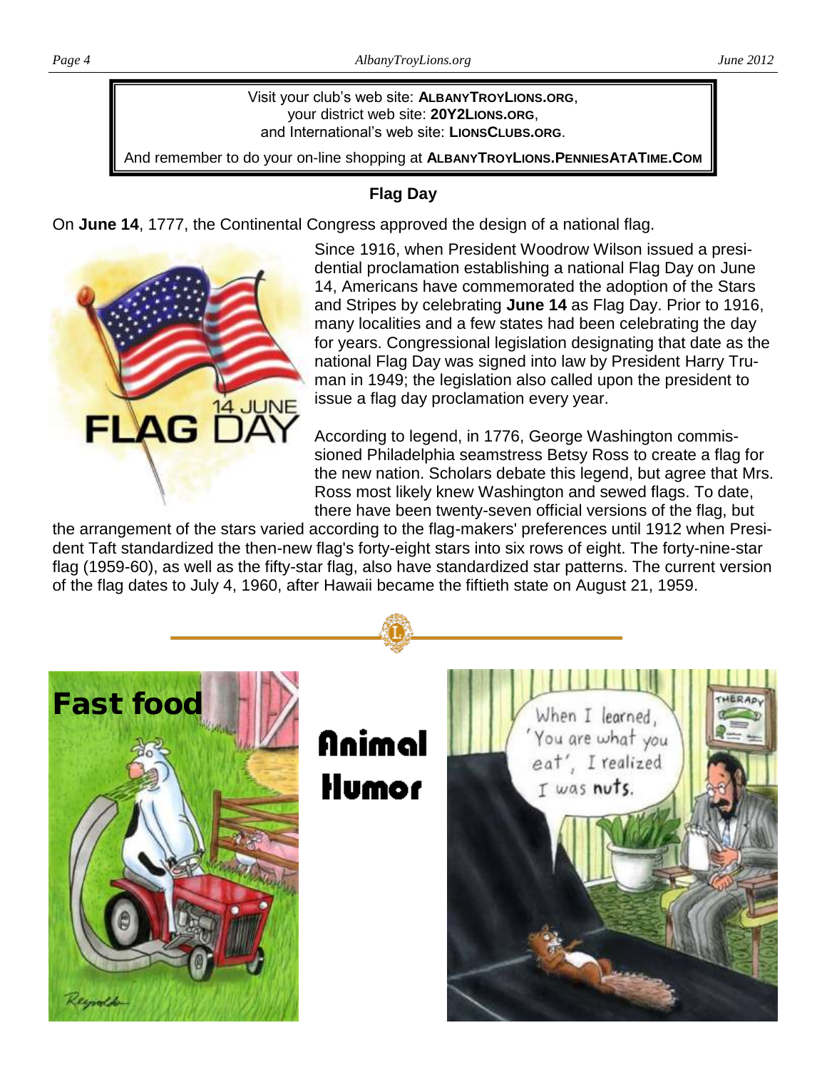Visit your club's web site: **ALBANYTROYLIONS.ORG**,
your district web site: **20Y2LIONS.ORG**,
and International's web site: **LIONSCLUBS.ORG**.

And remember to do your on-line shopping at **ALBANYTROYLIONS.PENNIESATATIME.COM**

## Flag Day

On **June 14**, 1777, the Continental Congress approved the design of a national flag.

Since 1916, when President Woodrow Wilson issued a presidential proclamation establishing a national Flag Day on June 14, Americans have commemorated the adoption of the Stars and Stripes by celebrating **June 14** as Flag Day. Prior to 1916, many localities and a few states had been celebrating the day for years. Congressional legislation designating that date as the national Flag Day was signed into law by President Harry Truman in 1949; the legislation also called upon the president to issue a flag day proclamation every year.

According to legend, in 1776, George Washington commissioned Philadelphia seamstress Betsy Ross to create a flag for the new nation. Scholars debate this legend, but agree that Mrs. Ross most likely knew Washington and sewed flags. To date, there have been twenty-seven official versions of the flag, but the arrangement of the stars varied according to the flag-makers' preferences until 1912 when President Taft standardized the then-new flag's forty-eight stars into six rows of eight. The forty-nine-star flag (1959-60), as well as the fifty-star flag, also have standardized star patterns. The current version of the flag dates to July 4, 1960, after Hawaii became the fiftieth state on August 21, 1959.

## Animal Humor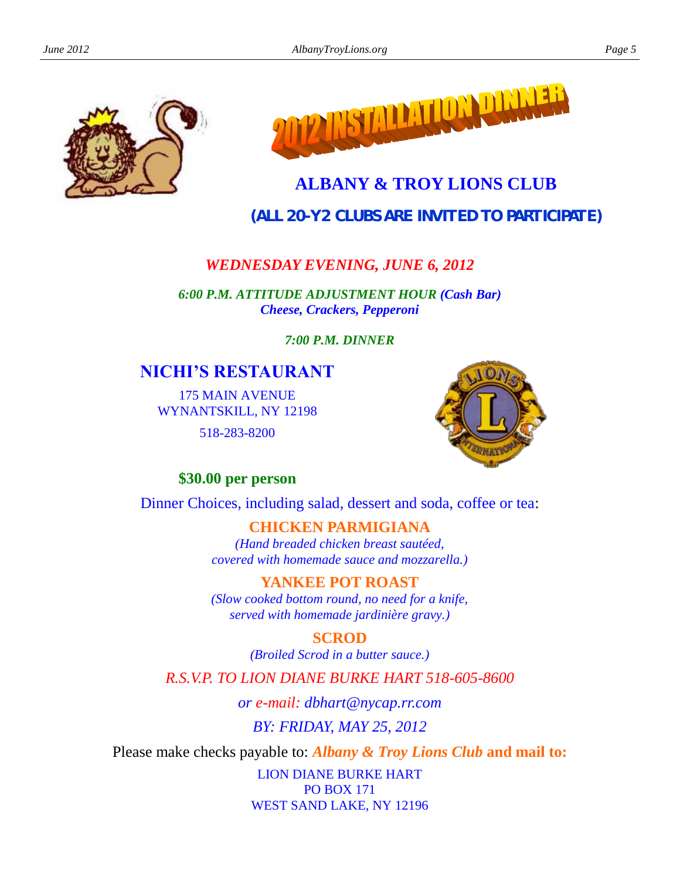# 2012 INSTALLATION DINNER

## ALBANY & TROY LIONS CLUB

**(ALL 20-Y2 CLUBS ARE INVITED TO PARTICIPATE)**

***WEDNESDAY EVENING, JUNE 6, 2012***

***6:00 P.M. ATTITUDE ADJUSTMENT HOUR (Cash Bar)***
***Cheese, Crackers, Pepperoni***

***7:00 P.M. DINNER***

## NICHI'S RESTAURANT

175 MAIN AVENUE
WYNANTSKILL, NY 12198

518-283-8200

**$30.00 per person**

Dinner Choices, including salad, dessert and soda, coffee or tea:

**CHICKEN PARMIGIANA**

*(Hand breaded chicken breast sautéed, covered with homemade sauce and mozzarella.)*

**YANKEE POT ROAST**

*(Slow cooked bottom round, no need for a knife, served with homemade jardinière gravy.)*

**SCROD**

*(Broiled Scrod in a butter sauce.)*

*R.S.V.P. TO LION DIANE BURKE HART 518-605-8600*

*or e-mail: dbhart@nycap.rr.com*

*BY: FRIDAY, MAY 25, 2012*

Please make checks payable to: ***Albany & Troy Lions Club*** **and mail to:**

LION DIANE BURKE HART
PO BOX 171
WEST SAND LAKE, NY 12196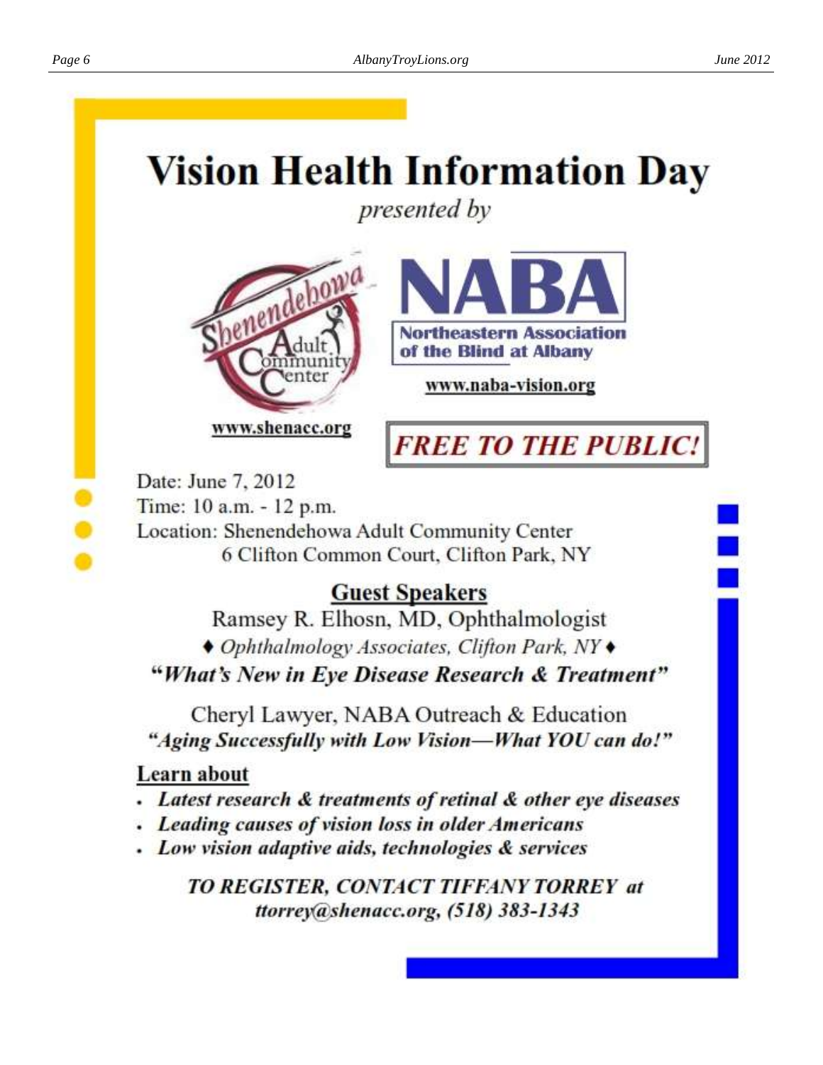# Vision Health Information Day

*presented by*

Shenendehowa Adult Community Center

www.shenacc.org

NABA

Northeastern Association of the Blind at Albany

www.naba-vision.org

***FREE TO THE PUBLIC!***

Date: June 7, 2012
Time: 10 a.m. - 12 p.m.
Location: Shenendehowa Adult Community Center
6 Clifton Common Court, Clifton Park, NY

## Guest Speakers

Ramsey R. Elhosn, MD, Ophthalmologist

♦ *Ophthalmology Associates, Clifton Park, NY* ♦

***"What's New in Eye Disease Research & Treatment"***

Cheryl Lawyer, NABA Outreach & Education

***"Aging Successfully with Low Vision—What YOU can do!"***

## Learn about

- ***Latest research & treatments of retinal & other eye diseases***
- ***Leading causes of vision loss in older Americans***
- ***Low vision adaptive aids, technologies & services***

***TO REGISTER, CONTACT TIFFANY TORREY at ttorrey@shenacc.org, (518) 383-1343***